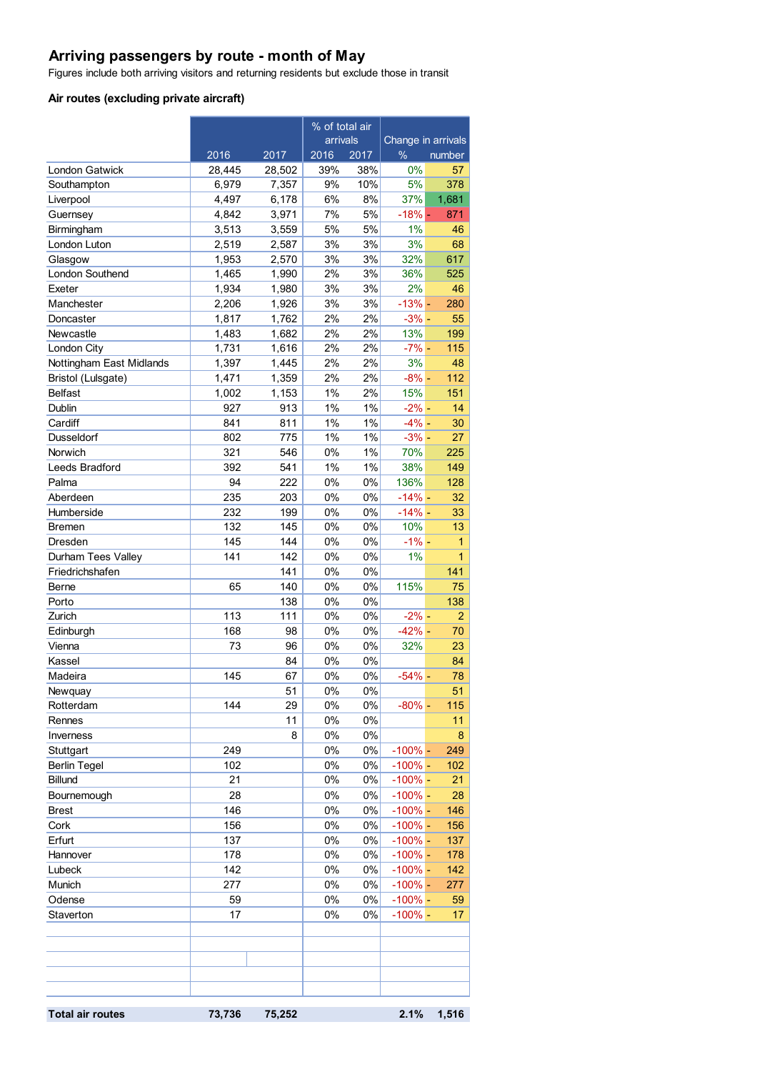# Arriving passengers by route - month of May

Figures include both arriving visitors and returning residents but exclude those in transit

### Air routes (excluding private aircraft)

| | | | % of total air arrivals | | Change in arrivals | |
|---|---|---|---|---|---|---|
| | 2016 | 2017 | 2016 | 2017 | % | number |
| London Gatwick | 28,445 | 28,502 | 39% | 38% | 0% | 57 |
| Southampton | 6,979 | 7,357 | 9% | 10% | 5% | 378 |
| Liverpool | 4,497 | 6,178 | 6% | 8% | 37% | 1,681 |
| Guernsey | 4,842 | 3,971 | 7% | 5% | -18% | - 871 |
| Birmingham | 3,513 | 3,559 | 5% | 5% | 1% | 46 |
| London Luton | 2,519 | 2,587 | 3% | 3% | 3% | 68 |
| Glasgow | 1,953 | 2,570 | 3% | 3% | 32% | 617 |
| London Southend | 1,465 | 1,990 | 2% | 3% | 36% | 525 |
| Exeter | 1,934 | 1,980 | 3% | 3% | 2% | 46 |
| Manchester | 2,206 | 1,926 | 3% | 3% | -13% | - 280 |
| Doncaster | 1,817 | 1,762 | 2% | 2% | -3% | - 55 |
| Newcastle | 1,483 | 1,682 | 2% | 2% | 13% | 199 |
| London City | 1,731 | 1,616 | 2% | 2% | -7% | - 115 |
| Nottingham East Midlands | 1,397 | 1,445 | 2% | 2% | 3% | 48 |
| Bristol (Lulsgate) | 1,471 | 1,359 | 2% | 2% | -8% | - 112 |
| Belfast | 1,002 | 1,153 | 1% | 2% | 15% | 151 |
| Dublin | 927 | 913 | 1% | 1% | -2% | - 14 |
| Cardiff | 841 | 811 | 1% | 1% | -4% | - 30 |
| Dusseldorf | 802 | 775 | 1% | 1% | -3% | - 27 |
| Norwich | 321 | 546 | 0% | 1% | 70% | 225 |
| Leeds Bradford | 392 | 541 | 1% | 1% | 38% | 149 |
| Palma | 94 | 222 | 0% | 0% | 136% | 128 |
| Aberdeen | 235 | 203 | 0% | 0% | -14% | - 32 |
| Humberside | 232 | 199 | 0% | 0% | -14% | - 33 |
| Bremen | 132 | 145 | 0% | 0% | 10% | 13 |
| Dresden | 145 | 144 | 0% | 0% | -1% | - 1 |
| Durham Tees Valley | 141 | 142 | 0% | 0% | 1% | 1 |
| Friedrichshafen | | 141 | 0% | 0% | | 141 |
| Berne | 65 | 140 | 0% | 0% | 115% | 75 |
| Porto | | 138 | 0% | 0% | | 138 |
| Zurich | 113 | 111 | 0% | 0% | -2% | - 2 |
| Edinburgh | 168 | 98 | 0% | 0% | -42% | - 70 |
| Vienna | 73 | 96 | 0% | 0% | 32% | 23 |
| Kassel | | 84 | 0% | 0% | | 84 |
| Madeira | 145 | 67 | 0% | 0% | -54% | - 78 |
| Newquay | | 51 | 0% | 0% | | 51 |
| Rotterdam | 144 | 29 | 0% | 0% | -80% | - 115 |
| Rennes | | 11 | 0% | 0% | | 11 |
| Inverness | | 8 | 0% | 0% | | 8 |
| Stuttgart | 249 | | 0% | 0% | -100% | - 249 |
| Berlin Tegel | 102 | | 0% | 0% | -100% | - 102 |
| Billund | 21 | | 0% | 0% | -100% | - 21 |
| Bournemough | 28 | | 0% | 0% | -100% | - 28 |
| Brest | 146 | | 0% | 0% | -100% | - 146 |
| Cork | 156 | | 0% | 0% | -100% | - 156 |
| Erfurt | 137 | | 0% | 0% | -100% | - 137 |
| Hannover | 178 | | 0% | 0% | -100% | - 178 |
| Lubeck | 142 | | 0% | 0% | -100% | - 142 |
| Munich | 277 | | 0% | 0% | -100% | - 277 |
| Odense | 59 | | 0% | 0% | -100% | - 59 |
| Staverton | 17 | | 0% | 0% | -100% | - 17 |
| **Total air routes** | **73,736** | **75,252** | | | **2.1%** | **1,516** |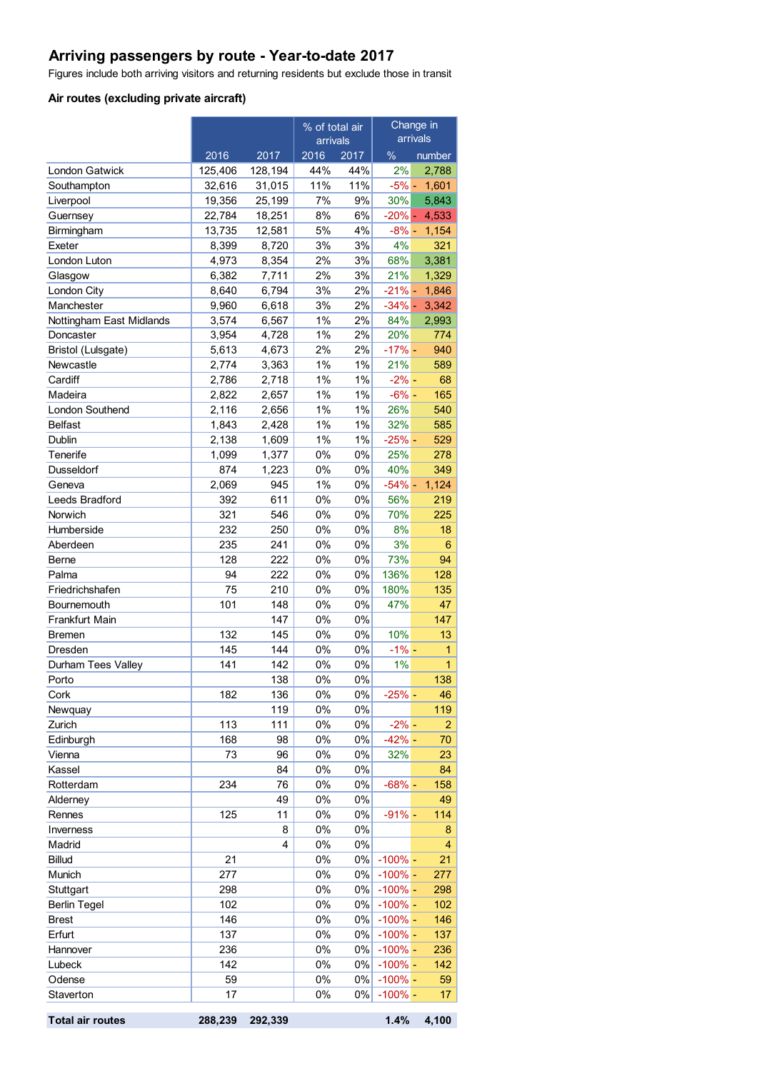## Arriving passengers by route - Year-to-date 2017

Figures include both arriving visitors and returning residents but exclude those in transit

### Air routes (excluding private aircraft)

| | | | % of total air arrivals | | Change in arrivals | |
|---|---|---|---|---|---|---|
| | 2016 | 2017 | 2016 | 2017 | % | number |
| London Gatwick | 125,406 | 128,194 | 44% | 44% | 2% | 2,788 |
| Southampton | 32,616 | 31,015 | 11% | 11% | -5% | - 1,601 |
| Liverpool | 19,356 | 25,199 | 7% | 9% | 30% | 5,843 |
| Guernsey | 22,784 | 18,251 | 8% | 6% | -20% | - 4,533 |
| Birmingham | 13,735 | 12,581 | 5% | 4% | -8% | - 1,154 |
| Exeter | 8,399 | 8,720 | 3% | 3% | 4% | 321 |
| London Luton | 4,973 | 8,354 | 2% | 3% | 68% | 3,381 |
| Glasgow | 6,382 | 7,711 | 2% | 3% | 21% | 1,329 |
| London City | 8,640 | 6,794 | 3% | 2% | -21% | - 1,846 |
| Manchester | 9,960 | 6,618 | 3% | 2% | -34% | - 3,342 |
| Nottingham East Midlands | 3,574 | 6,567 | 1% | 2% | 84% | 2,993 |
| Doncaster | 3,954 | 4,728 | 1% | 2% | 20% | 774 |
| Bristol (Lulsgate) | 5,613 | 4,673 | 2% | 2% | -17% | - 940 |
| Newcastle | 2,774 | 3,363 | 1% | 1% | 21% | 589 |
| Cardiff | 2,786 | 2,718 | 1% | 1% | -2% | - 68 |
| Madeira | 2,822 | 2,657 | 1% | 1% | -6% | - 165 |
| London Southend | 2,116 | 2,656 | 1% | 1% | 26% | 540 |
| Belfast | 1,843 | 2,428 | 1% | 1% | 32% | 585 |
| Dublin | 2,138 | 1,609 | 1% | 1% | -25% | - 529 |
| Tenerife | 1,099 | 1,377 | 0% | 0% | 25% | 278 |
| Dusseldorf | 874 | 1,223 | 0% | 0% | 40% | 349 |
| Geneva | 2,069 | 945 | 1% | 0% | -54% | - 1,124 |
| Leeds Bradford | 392 | 611 | 0% | 0% | 56% | 219 |
| Norwich | 321 | 546 | 0% | 0% | 70% | 225 |
| Humberside | 232 | 250 | 0% | 0% | 8% | 18 |
| Aberdeen | 235 | 241 | 0% | 0% | 3% | 6 |
| Berne | 128 | 222 | 0% | 0% | 73% | 94 |
| Palma | 94 | 222 | 0% | 0% | 136% | 128 |
| Friedrichshafen | 75 | 210 | 0% | 0% | 180% | 135 |
| Bournemouth | 101 | 148 | 0% | 0% | 47% | 47 |
| Frankfurt Main | | 147 | 0% | 0% | | 147 |
| Bremen | 132 | 145 | 0% | 0% | 10% | 13 |
| Dresden | 145 | 144 | 0% | 0% | -1% | - 1 |
| Durham Tees Valley | 141 | 142 | 0% | 0% | 1% | 1 |
| Porto | | 138 | 0% | 0% | | 138 |
| Cork | 182 | 136 | 0% | 0% | -25% | - 46 |
| Newquay | | 119 | 0% | 0% | | 119 |
| Zurich | 113 | 111 | 0% | 0% | -2% | - 2 |
| Edinburgh | 168 | 98 | 0% | 0% | -42% | - 70 |
| Vienna | 73 | 96 | 0% | 0% | 32% | 23 |
| Kassel | | 84 | 0% | 0% | | 84 |
| Rotterdam | 234 | 76 | 0% | 0% | -68% | - 158 |
| Alderney | | 49 | 0% | 0% | | 49 |
| Rennes | 125 | 11 | 0% | 0% | -91% | - 114 |
| Inverness | | 8 | 0% | 0% | | 8 |
| Madrid | | 4 | 0% | 0% | | 4 |
| Billud | 21 | | 0% | 0% | -100% | - 21 |
| Munich | 277 | | 0% | 0% | -100% | - 277 |
| Stuttgart | 298 | | 0% | 0% | -100% | - 298 |
| Berlin Tegel | 102 | | 0% | 0% | -100% | - 102 |
| Brest | 146 | | 0% | 0% | -100% | - 146 |
| Erfurt | 137 | | 0% | 0% | -100% | - 137 |
| Hannover | 236 | | 0% | 0% | -100% | - 236 |
| Lubeck | 142 | | 0% | 0% | -100% | - 142 |
| Odense | 59 | | 0% | 0% | -100% | - 59 |
| Staverton | 17 | | 0% | 0% | -100% | - 17 |
| **Total air routes** | **288,239** | **292,339** | | | **1.4%** | **4,100** |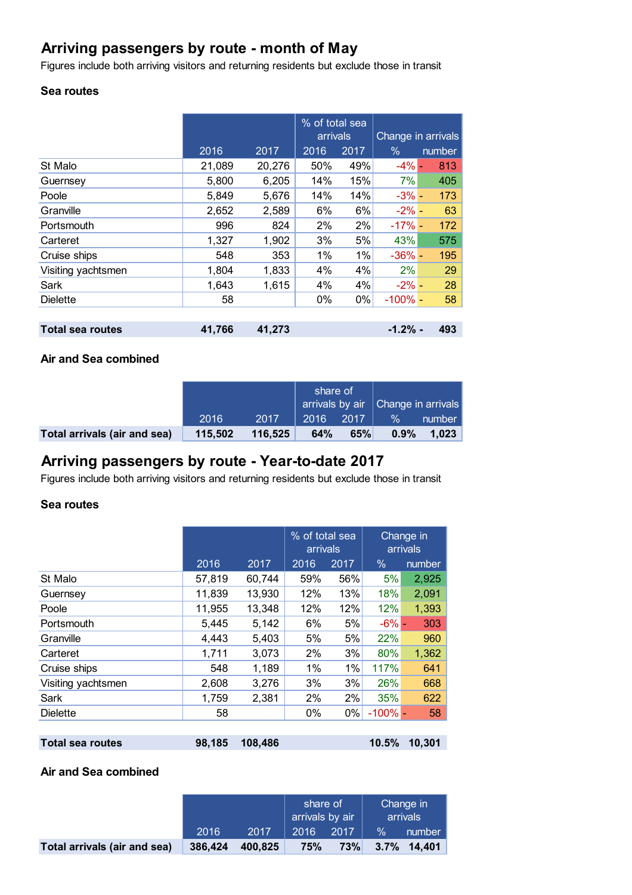## Arriving passengers by route - month of May

Figures include both arriving visitors and returning residents but exclude those in transit

### Sea routes

| | | | % of total sea arrivals | | Change in arrivals | |
|---|---|---|---|---|---|---|
| | 2016 | 2017 | 2016 | 2017 | % | number |
| St Malo | 21,089 | 20,276 | 50% | 49% | -4% | - 813 |
| Guernsey | 5,800 | 6,205 | 14% | 15% | 7% | 405 |
| Poole | 5,849 | 5,676 | 14% | 14% | -3% | - 173 |
| Granville | 2,652 | 2,589 | 6% | 6% | -2% | - 63 |
| Portsmouth | 996 | 824 | 2% | 2% | -17% | - 172 |
| Carteret | 1,327 | 1,902 | 3% | 5% | 43% | 575 |
| Cruise ships | 548 | 353 | 1% | 1% | -36% | - 195 |
| Visiting yachtsmen | 1,804 | 1,833 | 4% | 4% | 2% | 29 |
| Sark | 1,643 | 1,615 | 4% | 4% | -2% | - 28 |
| Dielette | 58 | | 0% | 0% | -100% | - 58 |
| **Total sea routes** | **41,766** | **41,273** | | | **-1.2%** | **- 493** |

### Air and Sea combined

| | | | share of arrivals by air | | Change in arrivals | |
|---|---|---|---|---|---|---|
| | 2016 | 2017 | 2016 | 2017 | % | number |
| **Total arrivals (air and sea)** | **115,502** | **116,525** | **64%** | **65%** | **0.9%** | **1,023** |

## Arriving passengers by route - Year-to-date 2017

Figures include both arriving visitors and returning residents but exclude those in transit

### Sea routes

| | | | % of total sea arrivals | | Change in arrivals | |
|---|---|---|---|---|---|---|
| | 2016 | 2017 | 2016 | 2017 | % | number |
| St Malo | 57,819 | 60,744 | 59% | 56% | 5% | 2,925 |
| Guernsey | 11,839 | 13,930 | 12% | 13% | 18% | 2,091 |
| Poole | 11,955 | 13,348 | 12% | 12% | 12% | 1,393 |
| Portsmouth | 5,445 | 5,142 | 6% | 5% | -6% | - 303 |
| Granville | 4,443 | 5,403 | 5% | 5% | 22% | 960 |
| Carteret | 1,711 | 3,073 | 2% | 3% | 80% | 1,362 |
| Cruise ships | 548 | 1,189 | 1% | 1% | 117% | 641 |
| Visiting yachtsmen | 2,608 | 3,276 | 3% | 3% | 26% | 668 |
| Sark | 1,759 | 2,381 | 2% | 2% | 35% | 622 |
| Dielette | 58 | | 0% | 0% | -100% | - 58 |
| **Total sea routes** | **98,185** | **108,486** | | | **10.5%** | **10,301** |

### Air and Sea combined

| | | | share of arrivals by air | | Change in arrivals | |
|---|---|---|---|---|---|---|
| | 2016 | 2017 | 2016 | 2017 | % | number |
| **Total arrivals (air and sea)** | **386,424** | **400,825** | **75%** | **73%** | **3.7%** | **14,401** |